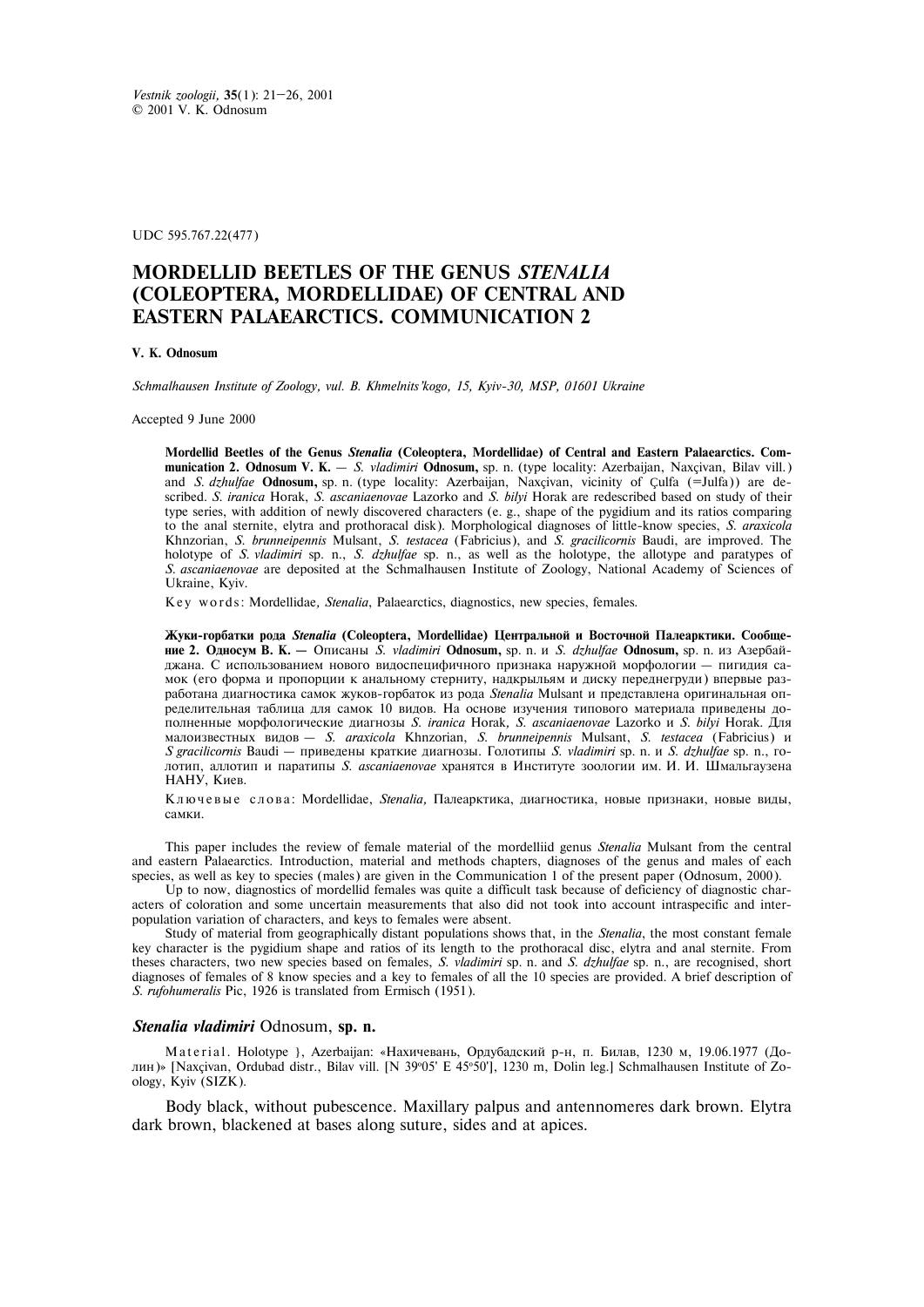*Vestnik zoologii*, **35**(1): 21–26, 2001
© 2001 V. K. Odnosum

UDC 595.767.22(477)

# MORDELLID BEETLES OF THE GENUS *STENALIA* (COLEOPTERA, MORDELLIDAE) OF CENTRAL AND EASTERN PALAEARCTICS. COMMUNICATION 2

**V. K. Odnosum**

*Schmalhausen Institute of Zoology, vul. B. Khmelnits'kogo, 15, Kyiv-30, MSP, 01601 Ukraine*

Accepted 9 June 2000

**Mordellid Beetles of the Genus *Stenalia* (Coleoptera, Mordellidae) of Central and Eastern Palaearctics. Communication 2. Odnosum V. K.** — *S. vladimiri* **Odnosum,** sp. n. (type locality: Azerbaijan, Naxçivan, Bilav vill.) and *S. dzhulfae* **Odnosum,** sp. n. (type locality: Azerbaijan, Naxçivan, vicinity of Çulfa (=Julfa)) are described. *S. iranica* Horak, *S. ascaniaenovae* Lazorko and *S. bilyi* Horak are redescribed based on study of their type series, with addition of newly discovered characters (e. g., shape of the pygidium and its ratios comparing to the anal sternite, elytra and prothoracal disk). Morphological diagnoses of little-know species, *S. araxicola* Khnzorian, *S. brunneipennis* Mulsant, *S. testacea* (Fabricius), and *S. gracilicornis* Baudi, are improved. The holotype of *S. vladimiri* sp. n., *S. dzhulfae* sp. n., as well as the holotype, the allotype and paratypes of *S. ascaniaenovae* are deposited at the Schmalhausen Institute of Zoology, National Academy of Sciences of Ukraine, Kyiv.

Key words: Mordellidae, *Stenalia*, Palaearctics, diagnostics, new species, females.

**Жуки-горбатки рода *Stenalia* (Coleoptera, Mordellidae) Центральной и Восточной Палеарктики. Сообщение 2. Односум В. К. —** Описаны *S. vladimiri* **Odnosum,** sp. n. и *S. dzhulfae* **Odnosum,** sp. n. из Азербайджана. С использованием нового видоспецифичного признака наружной морфологии — пигидия самок (его форма и пропорции к анальному стерниту, надкрыльям и диску переднегруди) впервые разработана диагностика самок жуков-горбаток из рода *Stenalia* Mulsant и представлена оригинальная определительная таблица для самок 10 видов. На основе изучения типового материала приведены дополненные морфологические диагнозы *S. iranica* Horak, *S. ascaniaenovae* Lazorko и *S. bilyi* Horak. Для малоизвестных видов — *S. araxicola* Khnzorian, *S. brunneipennis* Mulsant, *S. testacea* (Fabricius) и *S gracilicornis* Baudi — приведены краткие диагнозы. Голотипы *S. vladimiri* sp. n. и *S. dzhulfae* sp. n., голотип, аллотип и паратипы *S. ascaniaenovae* хранятся в Институте зоологии им. И. И. Шмальгаузена НАНУ, Киев.

Ключевые слова: Mordellidae, *Stenalia,* Палеарктика, диагностика, новые признаки, новые виды, самки.

This paper includes the review of female material of the mordelliid genus *Stenalia* Mulsant from the central and eastern Palaearctics. Introduction, material and methods chapters, diagnoses of the genus and males of each species, as well as key to species (males) are given in the Communication 1 of the present paper (Odnosum, 2000).

Up to now, diagnostics of mordellid females was quite a difficult task because of deficiency of diagnostic characters of coloration and some uncertain measurements that also did not took into account intraspecific and interpopulation variation of characters, and keys to females were absent.

Study of material from geographically distant populations shows that, in the *Stenalia*, the most constant female key character is the pygidium shape and ratios of its length to the prothoracal disc, elytra and anal sternite. From theses characters, two new species based on females, *S. vladimiri* sp. n. and *S. dzhulfae* sp. n., are recognised, short diagnoses of females of 8 know species and a key to females of all the 10 species are provided. A brief description of *S. rufohumeralis* Pic, 1926 is translated from Ermisch (1951).

### *Stenalia vladimiri* Odnosum, sp. n.

Material. Holotype }, Azerbaijan: «Нахичевань, Ордубадский р-н, п. Билав, 1230 м, 19.06.1977 (Долин)» [Naxçivan, Ordubad distr., Bilav vill. [N 39°05' E 45°50'], 1230 m, Dolin leg.] Schmalhausen Institute of Zoology, Kyiv (SIZK).

Body black, without pubescence. Maxillary palpus and antennomeres dark brown. Elytra dark brown, blackened at bases along suture, sides and at apices.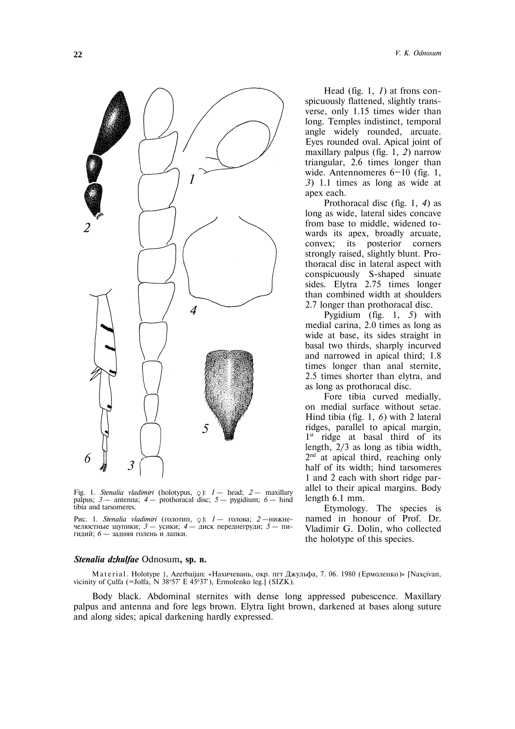Head (fig. 1, *1*) at frons conspicuously flattened, slightly transverse, only 1.15 times wider than long. Temples indistinct, temporal angle widely rounded, arcuate. Eyes rounded oval. Apical joint of maxillary palpus (fig. 1, *2*) narrow triangular, 2.6 times longer than wide. Antennomeres 6–10 (fig. 1, *3*) 1.1 times as long as wide at apex each.

Prothoracal disc (fig. 1, *4*) as long as wide, lateral sides concave from base to middle, widened towards its apex, broadly arcuate, convex; its posterior corners strongly raised, slightly blunt. Prothoracal disc in lateral aspect with conspicuously S-shaped sinuate sides. Elytra 2.75 times longer than combined width at shoulders 2.7 longer than prothoracal disc.

Pygidium (fig. 1, *5*) with medial carina, 2.0 times as long as wide at base, its sides straight in basal two thirds, sharply incurved and narrowed in apical third; 1.8 times longer than anal sternite, 2.5 times shorter than elytra, and as long as prothoracal disc.

Fore tibia curved medially, on medial surface without setae. Hind tibia (fig. 1, *6*) with 2 lateral ridges, parallel to apical margin, 1st ridge at basal third of its length, 2/3 as long as tibia width, 2nd at apical third, reaching only half of its width; hind tarsomeres 1 and 2 each with short ridge parallel to their apical margins. Body length 6.1 mm.

Etymology. The species is named in honour of Prof. Dr. Vladimir G. Dolin, who collected the holotype of this species.

Fig. 1. *Stenalia vladimiri* (holotypus, ♀): *1* — head; *2* — maxillary palpus; *3* — antenna; *4* — prothoracal disc; *5* — pygidium; *6* — hind tibia and tarsomeres.

Рис. 1. *Stenalia vladimiri* (голотип, ♀): *1* — голова; *2* —нижнечелюстные щупики; *3* — усики; *4* — диск переднегруди; *5* — пигидий; *6* — задняя голень и лапки.

### ***Stenalia dzhulfae*** **Odnosum, sp. n.**

Material. Holotype }, Azerbaijan: «Нахичевань, окр. пгт Джульфа, 7. 06. 1980 (Ермоленко)» [Naxçivan, vicinity of Çulfa (=Jolfa, N 38°57' E 45°37'), Ermolenko leg.] (SIZK).

Body black. Abdominal sternites with dense long appressed pubescence. Maxillary palpus and antenna and fore legs brown. Elytra light brown, darkened at bases along suture and along sides; apical darkening hardly expressed.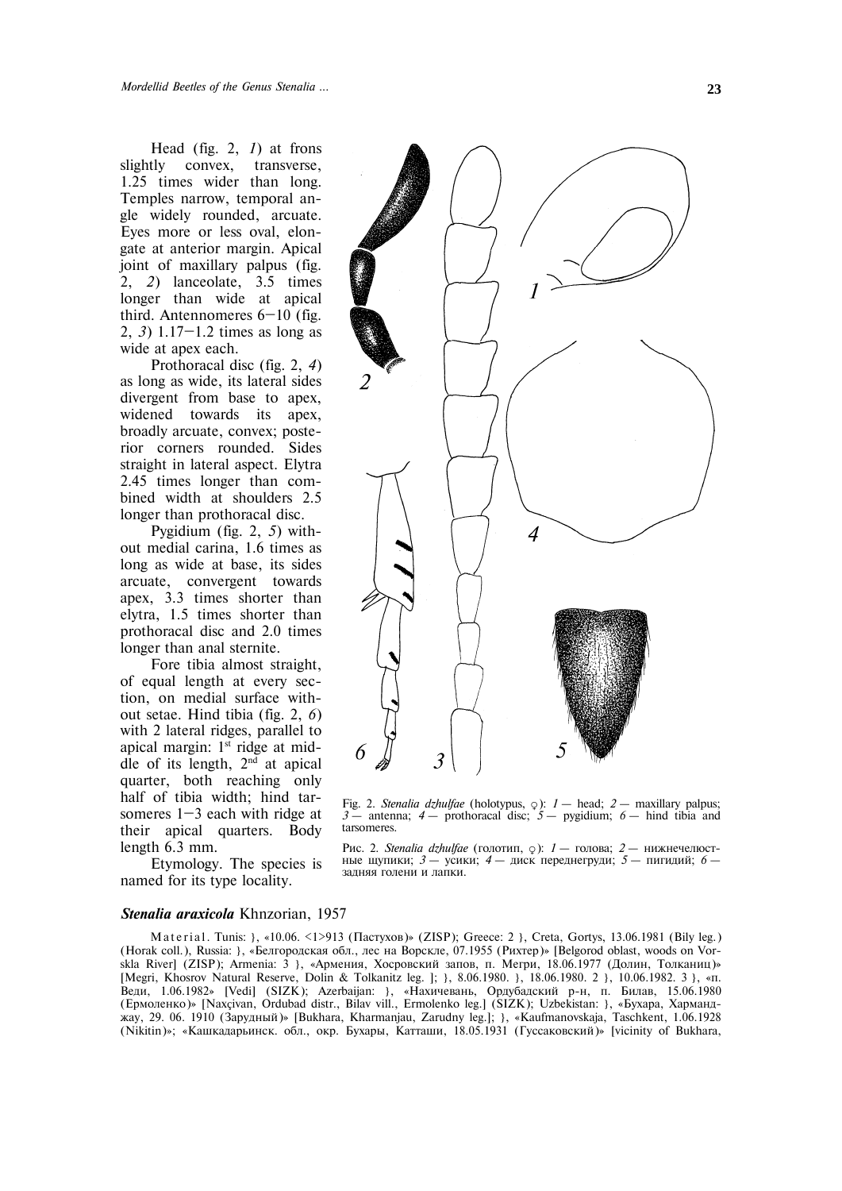Head (fig. 2, *1*) at frons slightly convex, transverse, 1.25 times wider than long. Temples narrow, temporal angle widely rounded, arcuate. Eyes more or less oval, elongate at anterior margin. Apical joint of maxillary palpus (fig. 2, *2*) lanceolate, 3.5 times longer than wide at apical third. Antennomeres 6–10 (fig. 2, *3*) 1.17–1.2 times as long as wide at apex each.

Prothoracal disc (fig. 2, *4*) as long as wide, its lateral sides divergent from base to apex, widened towards its apex, broadly arcuate, convex; posterior corners rounded. Sides straight in lateral aspect. Elytra 2.45 times longer than combined width at shoulders 2.5 longer than prothoracal disc.

Pygidium (fig. 2, *5*) without medial carina, 1.6 times as long as wide at base, its sides arcuate, convergent towards apex, 3.3 times shorter than elytra, 1.5 times shorter than prothoracal disc and 2.0 times longer than anal sternite.

Fore tibia almost straight, of equal length at every section, on medial surface without setae. Hind tibia (fig. 2, *6*) with 2 lateral ridges, parallel to apical margin: 1st ridge at middle of its length, 2nd at apical quarter, both reaching only half of tibia width; hind tarsomeres 1–3 each with ridge at their apical quarters. Body length 6.3 mm.

Etymology. The species is named for its type locality.

Fig. 2. *Stenalia dzhulfae* (holotypus, ♀): *1* — head; *2* — maxillary palpus; *3* — antenna; *4* — prothoracal disc; *5* — pygidium; *6* — hind tibia and tarsomeres.

Рис. 2. *Stenalia dzhulfae* (голотип, ♀): *1* — голова; *2* — нижнечелюстные щупики; *3* — усики; *4* — диск переднегруди; *5* — пигидий; *6* — задняя голени и лапки.

### *Stenalia araxicola* Khnzorian, 1957

Material. Tunis: }, «10.06. <1>913 (Пастухов)» (ZISP); Greece: 2 }, Creta, Gortys, 13.06.1981 (Bily leg.) (Horak coll.), Russia: }, «Белгородская обл., лес на Ворскле, 07.1955 (Рихтер)» [Belgorod oblast, woods on Vorskla River] (ZISP); Armenia: 3 }, «Армения, Хосровский запов, п. Мегри, 18.06.1977 (Долин, Толканиц)» [Megri, Khosrov Natural Reserve, Dolin & Tolkanitz leg. ]; }, 8.06.1980. }, 18.06.1980. 2 }, 10.06.1982. 3 }, «п. Веди, 1.06.1982» [Vedi] (SIZK); Azerbaijan: }, «Нахичевань, Ордубадский р-н, п. Билав, 15.06.1980 (Ермоленко)» [Naxçivan, Ordubad distr., Bilav vill., Ermolenko leg.] (SIZK); Uzbekistan: }, «Бухара, Харманджау, 29. 06. 1910 (Зарудный)» [Bukhara, Kharmanjau, Zarudny leg.]; }, «Kaufmanovskaja, Taschkent, 1.06.1928 (Nikitin)»; «Кашкадарьинск. обл., окр. Бухары, Катташи, 18.05.1931 (Гуссаковский)» [vicinity of Bukhara,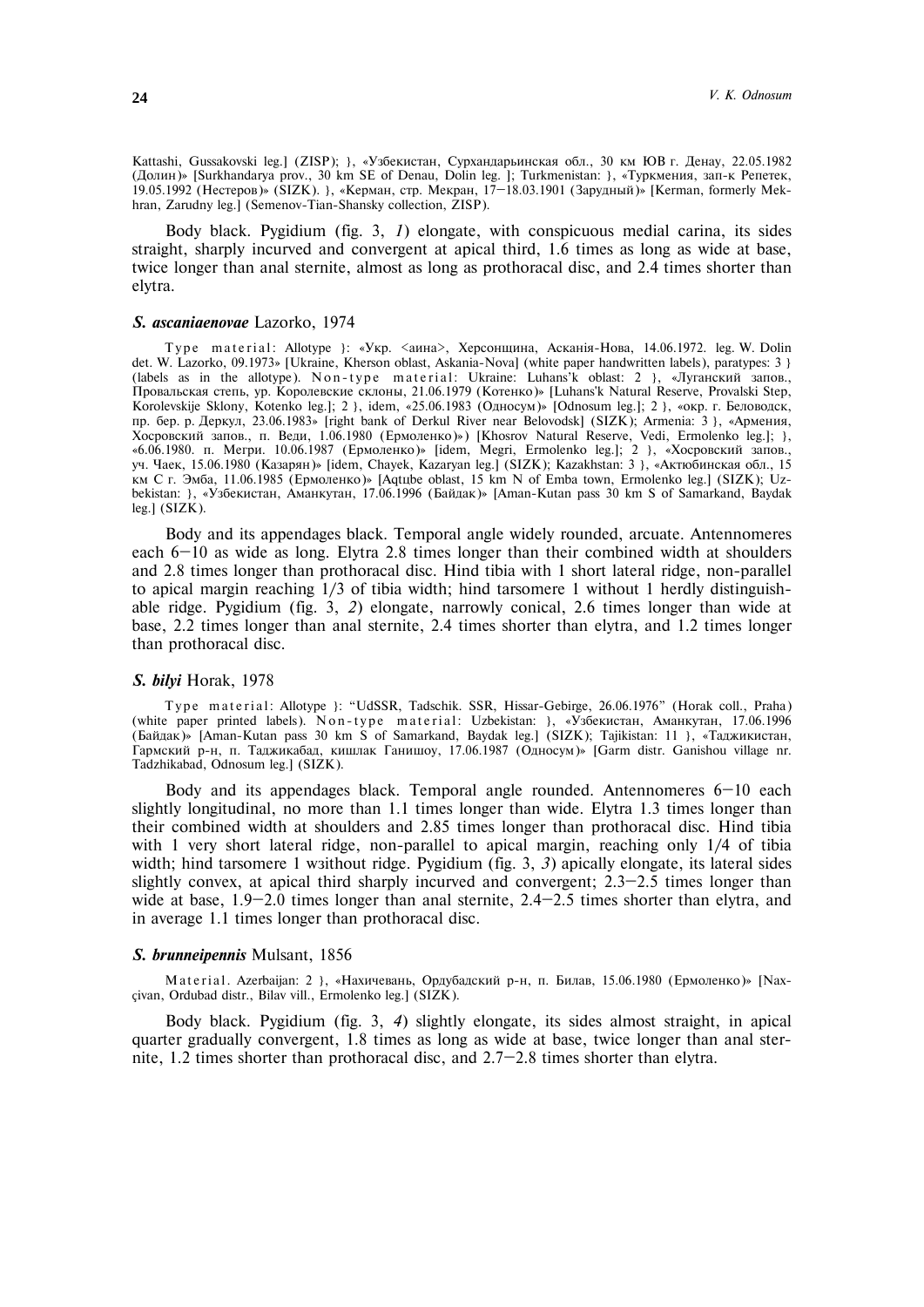Kattashi, Gussakovski leg.] (ZISP); }, «Узбекистан, Сурхандарьинская обл., 30 км ЮВ г. Денау, 22.05.1982 (Долин)» [Surkhandarya prov., 30 km SE of Denau, Dolin leg. ]; Turkmenistan: }, «Туркмения, зап-к Репетек, 19.05.1992 (Нестеров)» (SIZK). }, «Керман, стр. Мекран, 17–18.03.1901 (Зарудный)» [Kerman, formerly Mekhran, Zarudny leg.] (Semenov-Tian-Shansky collection, ZISP).

Body black. Pygidium (fig. 3, *1*) elongate, with conspicuous medial carina, its sides straight, sharply incurved and convergent at apical third, 1.6 times as long as wide at base, twice longer than anal sternite, almost as long as prothoracal disc, and 2.4 times shorter than elytra.

### *S. ascaniaenovae* Lazorko, 1974

Type material: Allotype }: «Укр. <аина>, Херсонщина, Асканія-Нова, 14.06.1972. leg. W. Dolin det. W. Lazorko, 09.1973» [Ukraine, Kherson oblast, Askania-Nova] (white paper handwritten labels), paratypes: 3 } (labels as in the allotype). Non-type material: Ukraine: Luhans'k oblast: 2 }, «Луганский запов., Провальская степь, ур. Королевские склоны, 21.06.1979 (Котенко)» [Luhans'k Natural Reserve, Provalski Step, Korolevskije Sklony, Kotenko leg.]; 2 }, idem, «25.06.1983 (Односум)» [Odnosum leg.]; 2 }, «окр. г. Беловодск, пр. бер. р. Деркул, 23.06.1983» [right bank of Derkul River near Belovodsk] (SIZK); Armenia: 3 }, «Армения, Хосровский запов., п. Веди, 1.06.1980 (Ермоленко)») [Khosrov Natural Reserve, Vedi, Ermolenko leg.]; }, «6.06.1980. п. Мегри. 10.06.1987 (Ермоленко)» [idem, Megri, Ermolenko leg.]; 2 }, «Хосровский запов., уч. Чаек, 15.06.1980 (Казарян)» [idem, Chayek, Kazaryan leg.] (SIZK); Kazakhstan: 3 }, «Актюбинская обл., 15 км С г. Эмба, 11.06.1985 (Ермоленко)» [Aqtцbe oblast, 15 km N of Emba town, Ermolenko leg.] (SIZK); Uzbekistan: }, «Узбекистан, Аманкутан, 17.06.1996 (Байдак)» [Aman-Kutan pass 30 km S of Samarkand, Baydak leg.] (SIZK).

Body and its appendages black. Temporal angle widely rounded, arcuate. Antennomeres each 6–10 as wide as long. Elytra 2.8 times longer than their combined width at shoulders and 2.8 times longer than prothoracal disc. Hind tibia with 1 short lateral ridge, non-parallel to apical margin reaching 1/3 of tibia width; hind tarsomere 1 without 1 herdly distinguishable ridge. Pygidium (fig. 3, *2*) elongate, narrowly conical, 2.6 times longer than wide at base, 2.2 times longer than anal sternite, 2.4 times shorter than elytra, and 1.2 times longer than prothoracal disc.

### *S. bilyi* Horak, 1978

Type material: Allotype }: "UdSSR, Tadschik. SSR, Hissar-Gebirge, 26.06.1976" (Horak coll., Praha) (white paper printed labels). Non-type material: Uzbekistan: }, «Узбекистан, Аманкутан, 17.06.1996 (Байдак)» [Aman-Kutan pass 30 km S of Samarkand, Baydak leg.] (SIZK); Tajikistan: 11 }, «Таджикистан, Гармский р-н, п. Таджикабад, кишлак Ганишоу, 17.06.1987 (Односум)» [Garm distr. Ganishou village nr. Tadzhikabad, Odnosum leg.] (SIZK).

Body and its appendages black. Temporal angle rounded. Antennomeres 6–10 each slightly longitudinal, no more than 1.1 times longer than wide. Elytra 1.3 times longer than their combined width at shoulders and 2.85 times longer than prothoracal disc. Hind tibia with 1 very short lateral ridge, non-parallel to apical margin, reaching only 1/4 of tibia width; hind tarsomere 1 wзithout ridge. Pygidium (fig. 3, *3*) apically elongate, its lateral sides slightly convex, at apical third sharply incurved and convergent; 2.3–2.5 times longer than wide at base, 1.9–2.0 times longer than anal sternite, 2.4–2.5 times shorter than elytra, and in average 1.1 times longer than prothoracal disc.

### *S. brunneipennis* Mulsant, 1856

Material. Azerbaijan: 2 }, «Нахичевань, Ордубадский р-н, п. Билав, 15.06.1980 (Ермоленко)» [Naxçivan, Ordubad distr., Bilav vill., Ermolenko leg.] (SIZK).

Body black. Pygidium (fig. 3, *4*) slightly elongate, its sides almost straight, in apical quarter gradually convergent, 1.8 times as long as wide at base, twice longer than anal sternite, 1.2 times shorter than prothoracal disc, and 2.7–2.8 times shorter than elytra.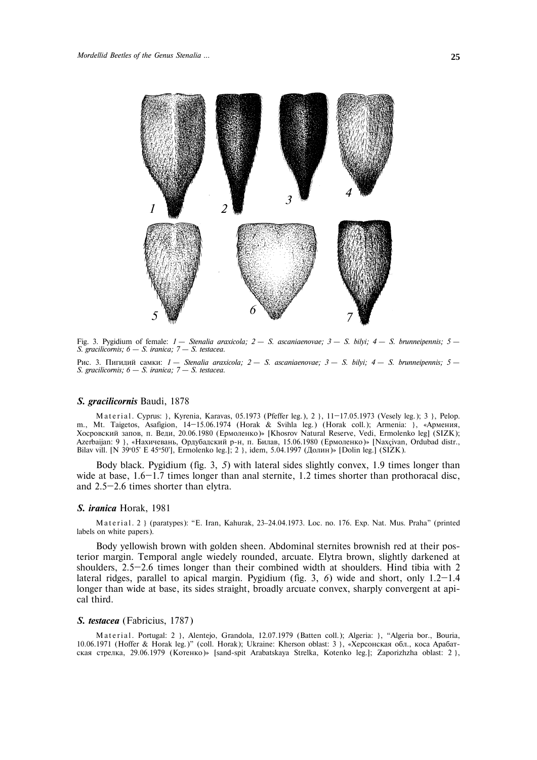Fig. 3. Pygidium of female: *1 — Stenalia araxicola; 2 — S. ascaniaenovae; 3 — S. bilyi; 4 — S. brunneipennis; 5 — S. gracilicornis; 6 — S. iranica; 7 — S. testacea.*

Рис. 3. Пигидий самки: *1 — Stenalia araxicola; 2 — S. ascaniaenovae; 3 — S. bilyi; 4 — S. brunneipennis; 5 — S. gracilicornis; 6 — S. iranica; 7 — S. testacea.*

### *S. gracilicornis* Baudi, 1878

Material. Cyprus: }, Kyrenia, Karavas, 05.1973 (Pfeffer leg.), 2 }, 11–17.05.1973 (Vesely leg.); 3 }, Pelop. m., Mt. Taigetos, Asafigion, 14–15.06.1974 (Horak & Svihla leg.) (Horak coll.); Armenia: }, «Армения, Хосровский запов, п. Веди, 20.06.1980 (Ермоленко)» [Khosrov Natural Reserve, Vedi, Ermolenko leg] (SIZK); Azerbaijan: 9 }, «Нахичевань, Ордубадский р-н, п. Билав, 15.06.1980 (Ермоленко)» [Naxçivan, Ordubad distr., Bilav vill. [N 39°05' E 45°50'], Ermolenko leg.]; 2 }, idem, 5.04.1997 (Долин)» [Dolin leg.] (SIZK).

Body black. Pygidium (fig. 3, *5*) with lateral sides slightly convex, 1.9 times longer than wide at base, 1.6–1.7 times longer than anal sternite, 1.2 times shorter than prothoracal disc, and 2.5–2.6 times shorter than elytra.

### *S. iranica* Horak, 1981

Material. 2 } (paratypes): "E. Iran, Kahurak, 23–24.04.1973. Loc. no. 176. Exp. Nat. Mus. Praha" (printed labels on white papers).

Body yellowish brown with golden sheen. Abdominal sternites brownish red at their posterior margin. Temporal angle wiedely rounded, arcuate. Elytra brown, slightly darkened at shoulders, 2.5–2.6 times longer than their combined width at shoulders. Hind tibia with 2 lateral ridges, parallel to apical margin. Pygidium (fig. 3, *6*) wide and short, only 1.2–1.4 longer than wide at base, its sides straight, broadly arcuate convex, sharply convergent at apical third.

### *S. testacea* (Fabricius, 1787)

Material. Portugal: 2 }, Alentejo, Grandola, 12.07.1979 (Batten coll.); Algeria: }, "Algeria bor., Bouria, 10.06.1971 (Hoffer & Horak leg.)" (coll. Horak); Ukraine: Kherson oblast: 3 }, «Херсонская обл., коса Арабатская стрелка, 29.06.1979 (Котенко)» [sand-spit Arabatskaya Strelka, Kotenko leg.]; Zaporizhzha oblast: 2 },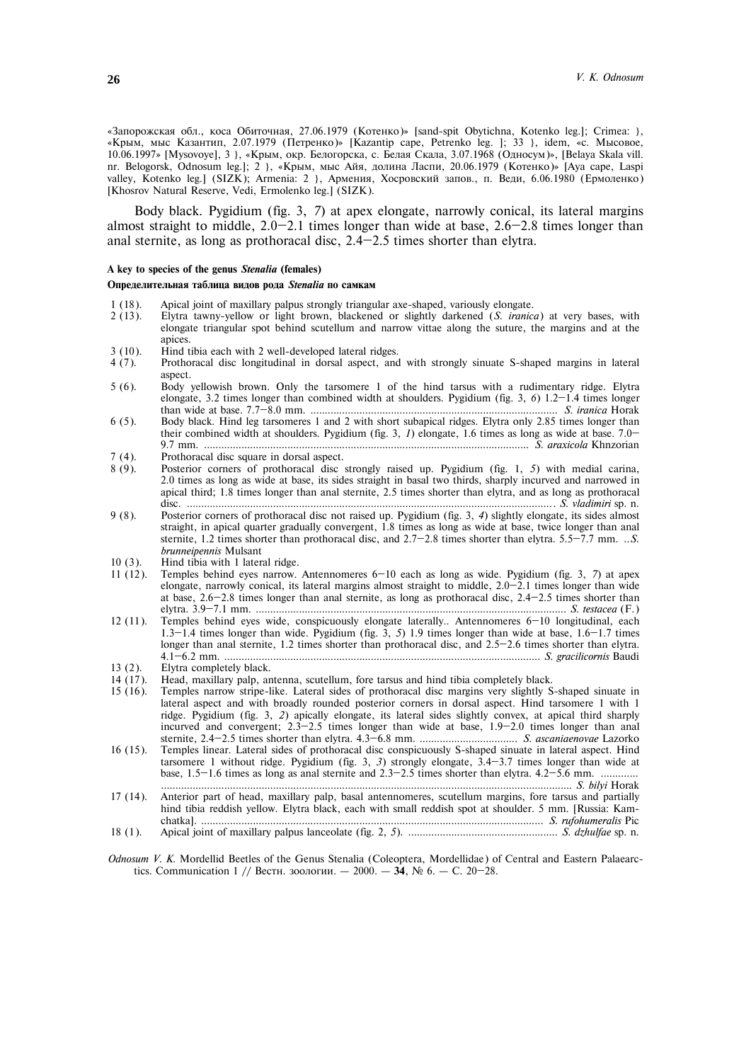«Запорожская обл., коса Обиточная, 27.06.1979 (Котенко)» [sand-spit Obytichna, Kotenko leg.]; Crimea: }, «Крым, мыс Казантип, 2.07.1979 (Петренко)» [Kazantip cape, Petrenko leg. ]; 33 }, idem, «с. Мысовое, 10.06.1997» [Mysovoye], 3 }, «Крым, окр. Белогорска, с. Белая Скала, 3.07.1968 (Односум)», [Belaya Skala vill. nr. Belogorsk, Odnosum leg.]; 2 }, «Крым, мыс Айя, долина Ласпи, 20.06.1979 (Котенко)» [Aya cape, Laspi valley, Kotenko leg.] (SIZK); Armenia: 2 }, Армения, Хосровский запов., п. Веди, 6.06.1980 (Ермоленко) [Khosrov Natural Reserve, Vedi, Ermolenko leg.] (SIZK).

Body black. Pygidium (fig. 3, *7*) at apex elongate, narrowly conical, its lateral margins almost straight to middle, 2.0–2.1 times longer than wide at base, 2.6–2.8 times longer than anal sternite, as long as prothoracal disc, 2.4–2.5 times shorter than elytra.

**A key to species of the genus *Stenalia* (females)**

**Определительная таблица видов рода *Stenalia* по самкам**

1 (18). Apical joint of maxillary palpus strongly triangular axe-shaped, variously elongate.

2 (13). Elytra tawny-yellow or light brown, blackened or slightly darkened (*S. iranica*) at very bases, with elongate triangular spot behind scutellum and narrow vittae along the suture, the margins and at the apices.

3 (10). Hind tibia each with 2 well-developed lateral ridges.

4 (7). Prothoracal disc longitudinal in dorsal aspect, and with strongly sinuate S-shaped margins in lateral aspect.

5 (6). Body yellowish brown. Only the tarsomere 1 of the hind tarsus with a rudimentary ridge. Elytra elongate, 3.2 times longer than combined width at shoulders. Pygidium (fig. 3, *6*) 1.2–1.4 times longer than wide at base. 7.7–8.0 mm. .................................................................................... *S. iranica* Horak

6 (5). Body black. Hind leg tarsomeres 1 and 2 with short subapical ridges. Elytra only 2.85 times longer than their combined width at shoulders. Pygidium (fig. 3, *1*) elongate, 1.6 times as long as wide at base. 7.0–9.7 mm. ................................................................................................................. *S. araxicola* Khnzorian

7 (4). Prothoracal disc square in dorsal aspect.

8 (9). Posterior corners of prothoracal disc strongly raised up. Pygidium (fig. 1, *5*) with medial carina, 2.0 times as long as wide at base, its sides straight in basal two thirds, sharply incurved and narrowed in apical third; 1.8 times longer than anal sternite, 2.5 times shorter than elytra, and as long as prothoracal disc. ............................................................................................................................... *S. vladimiri* sp. n.

9 (8). Posterior corners of prothoracal disc not raised up. Pygidium (fig. 3, *4*) slightly elongate, its sides almost straight, in apical quarter gradually convergent, 1.8 times as long as wide at base, twice longer than anal sternite, 1.2 times shorter than prothoracal disc, and 2.7–2.8 times shorter than elytra. 5.5–7.7 mm. ..*S. brunneipennis* Mulsant

10 (3). Hind tibia with 1 lateral ridge.

11 (12). Temples behind eyes narrow. Antennomeres 6–10 each as long as wide. Pygidium (fig. 3, *7*) at apex elongate, narrowly conical, its lateral margins almost straight to middle, 2.0–2.1 times longer than wide at base, 2.6–2.8 times longer than anal sternite, as long as prothoracal disc, 2.4–2.5 times shorter than elytra. 3.9–7.1 mm. .......................................................................................................... *S. testacea* (F.)

12 (11). Temples behind eyes wide, conspicuously elongate laterally.. Antennomeres 6–10 longitudinal, each 1.3–1.4 times longer than wide. Pygidium (fig. 3, *5*) 1.9 times longer than wide at base, 1.6–1.7 times longer than anal sternite, 1.2 times shorter than prothoracal disc, and 2.5–2.6 times shorter than elytra. 4.1–6.2 mm. .............................................................................................................. *S. gracilicornis* Baudi

13 (2). Elytra completely black.

14 (17). Head, maxillary palp, antenna, scutellum, fore tarsus and hind tibia completely black.

15 (16). Temples narrow stripe-like. Lateral sides of prothoracal disc margins very slightly S-shaped sinuate in lateral aspect and with broadly rounded posterior corners in dorsal aspect. Hind tarsomere 1 with 1 ridge. Pygidium (fig. 3, *2*) apically elongate, its lateral sides slightly convex, at apical third sharply incurved and convergent; 2.3–2.5 times longer than wide at base, 1.9–2.0 times longer than anal sternite, 2.4–2.5 times shorter than elytra. 4.3–6.8 mm. .................................. *S. ascaniaenovae* Lazorko

16 (15). Temples linear. Lateral sides of prothoracal disc conspicuously S-shaped sinuate in lateral aspect. Hind tarsomere 1 without ridge. Pygidium (fig. 3, *3*) strongly elongate, 3.4–3.7 times longer than wide at base, 1.5–1.6 times as long as anal sternite and 2.3–2.5 times shorter than elytra. 4.2–5.6 mm. ............. ............................................................................................................................................. *S. bilyi* Horak

17 (14). Anterior part of head, maxillary palp, basal antennomeres, scutellum margins, fore tarsus and partially hind tibia reddish yellow. Elytra black, each with small reddish spot at shoulder. 5 mm. [Russia: Kamchatka]. ..................................................................................................................... *S. rufohumeralis* Pic

18 (1). Apical joint of maxillary palpus lanceolate (fig. 2, *5*). .................................................... *S. dzhulfae* sp. n.

*Odnosum V. K.* Mordellid Beetles of the Genus Stenalia (Coleoptera, Mordellidae) of Central and Eastern Palaearctics. Communication 1 // Вестн. зоологии. — 2000. — **34**, № 6. — С. 20–28.